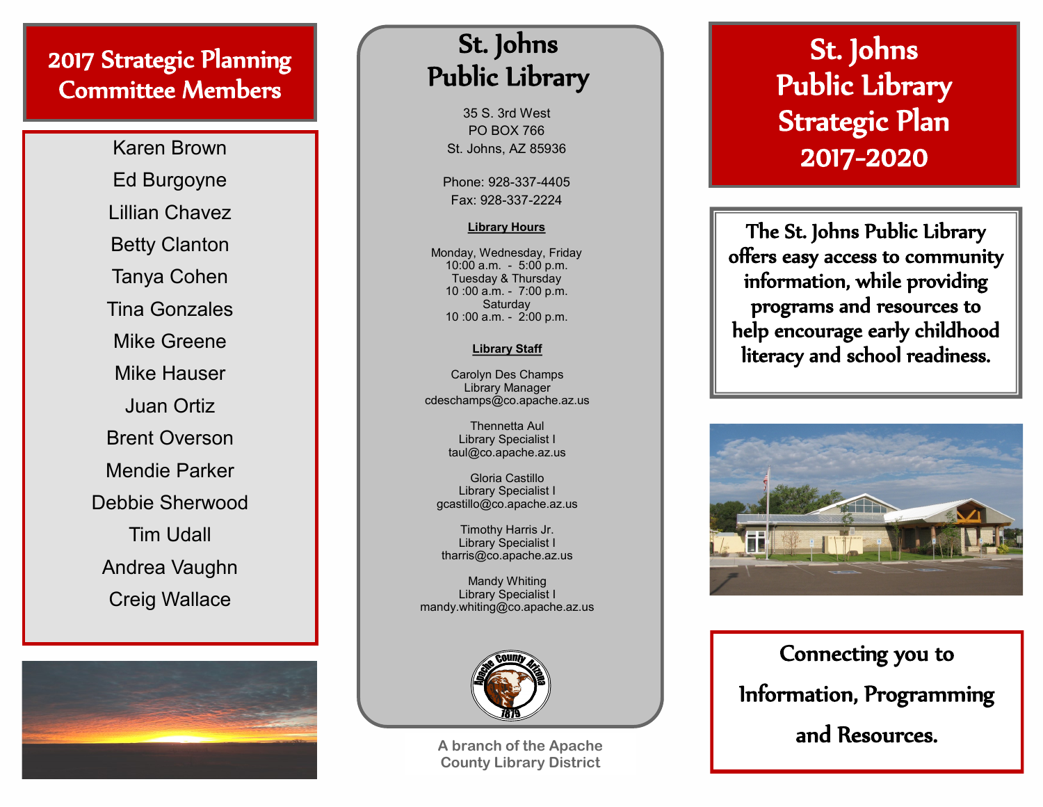## 2017 Strategic Planning Committee Members

Karen Brown
Ed Burgoyne
Lillian Chavez
Betty Clanton
Tanya Cohen
Tina Gonzales
Mike Greene
Mike Hauser
Juan Ortiz
Brent Overson
Mendie Parker
Debbie Sherwood
Tim Udall
Andrea Vaughn
Creig Wallace

## St. Johns Public Library

35 S. 3rd West
PO BOX 766
St. Johns, AZ 85936

Phone: 928-337-4405
Fax: 928-337-2224

**Library Hours**

Monday, Wednesday, Friday
10:00 a.m. - 5:00 p.m.
Tuesday & Thursday
10 :00 a.m. - 7:00 p.m.
Saturday
10 :00 a.m. - 2:00 p.m.

**Library Staff**

Carolyn Des Champs
Library Manager
cdeschamps@co.apache.az.us

Thennetta Aul
Library Specialist I
taul@co.apache.az.us

Gloria Castillo
Library Specialist I
gcastillo@co.apache.az.us

Timothy Harris Jr.
Library Specialist I
tharris@co.apache.az.us

Mandy Whiting
Library Specialist I
mandy.whiting@co.apache.az.us

A branch of the Apache County Library District

# St. Johns Public Library Strategic Plan 2017-2020

**The St. Johns Public Library offers easy access to community information, while providing programs and resources to help encourage early childhood literacy and school readiness.**

**Connecting you to Information, Programming and Resources.**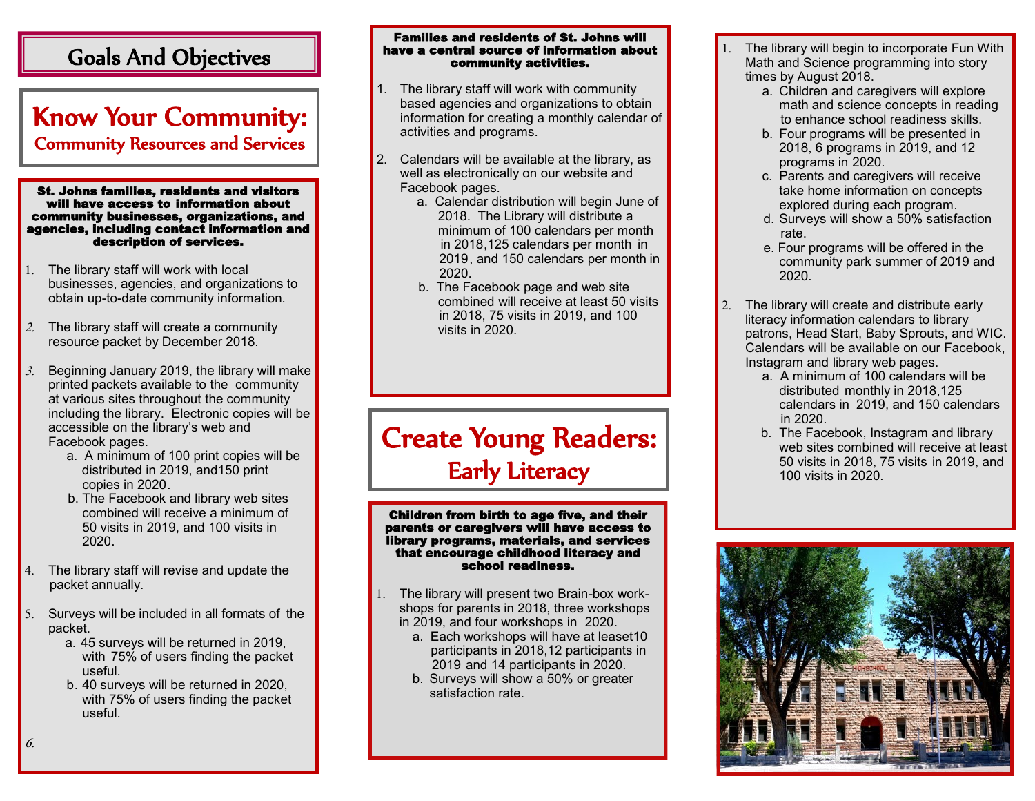# Goals And Objectives

## Know Your Community: Community Resources and Services

**St. Johns families, residents and visitors will have access to information about community businesses, organizations, and agencies, including contact information and description of services.**

1. The library staff will work with local businesses, agencies, and organizations to obtain up-to-date community information.
2. The library staff will create a community resource packet by December 2018.
3. Beginning January 2019, the library will make printed packets available to the community at various sites throughout the community including the library. Electronic copies will be accessible on the library's web and Facebook pages.
   a. A minimum of 100 print copies will be distributed in 2019, and150 print copies in 2020.
   b. The Facebook and library web sites combined will receive a minimum of 50 visits in 2019, and 100 visits in 2020.
4. The library staff will revise and update the packet annually.
5. Surveys will be included in all formats of the packet.
   a. 45 surveys will be returned in 2019, with 75% of users finding the packet useful.
   b. 40 surveys will be returned in 2020, with 75% of users finding the packet useful.
6.

**Families and residents of St. Johns will have a central source of information about community activities.**

1. The library staff will work with community based agencies and organizations to obtain information for creating a monthly calendar of activities and programs.
2. Calendars will be available at the library, as well as electronically on our website and Facebook pages.
   a. Calendar distribution will begin June of 2018. The Library will distribute a minimum of 100 calendars per month in 2018,125 calendars per month in 2019, and 150 calendars per month in 2020.
   b. The Facebook page and web site combined will receive at least 50 visits in 2018, 75 visits in 2019, and 100 visits in 2020.

## Create Young Readers: Early Literacy

**Children from birth to age five, and their parents or caregivers will have access to library programs, materials, and services that encourage childhood literacy and school readiness.**

1. The library will present two Brain-box workshops for parents in 2018, three workshops in 2019, and four workshops in 2020.
   a. Each workshops will have at leaset10 participants in 2018,12 participants in 2019 and 14 participants in 2020.
   b. Surveys will show a 50% or greater satisfaction rate.

1. The library will begin to incorporate Fun With Math and Science programming into story times by August 2018.
   a. Children and caregivers will explore math and science concepts in reading to enhance school readiness skills.
   b. Four programs will be presented in 2018, 6 programs in 2019, and 12 programs in 2020.
   c. Parents and caregivers will receive take home information on concepts explored during each program.
   d. Surveys will show a 50% satisfaction rate.
   e. Four programs will be offered in the community park summer of 2019 and 2020.
2. The library will create and distribute early literacy information calendars to library patrons, Head Start, Baby Sprouts, and WIC. Calendars will be available on our Facebook, Instagram and library web pages.
   a. A minimum of 100 calendars will be distributed monthly in 2018,125 calendars in 2019, and 150 calendars in 2020.
   b. The Facebook, Instagram and library web sites combined will receive at least 50 visits in 2018, 75 visits in 2019, and 100 visits in 2020.